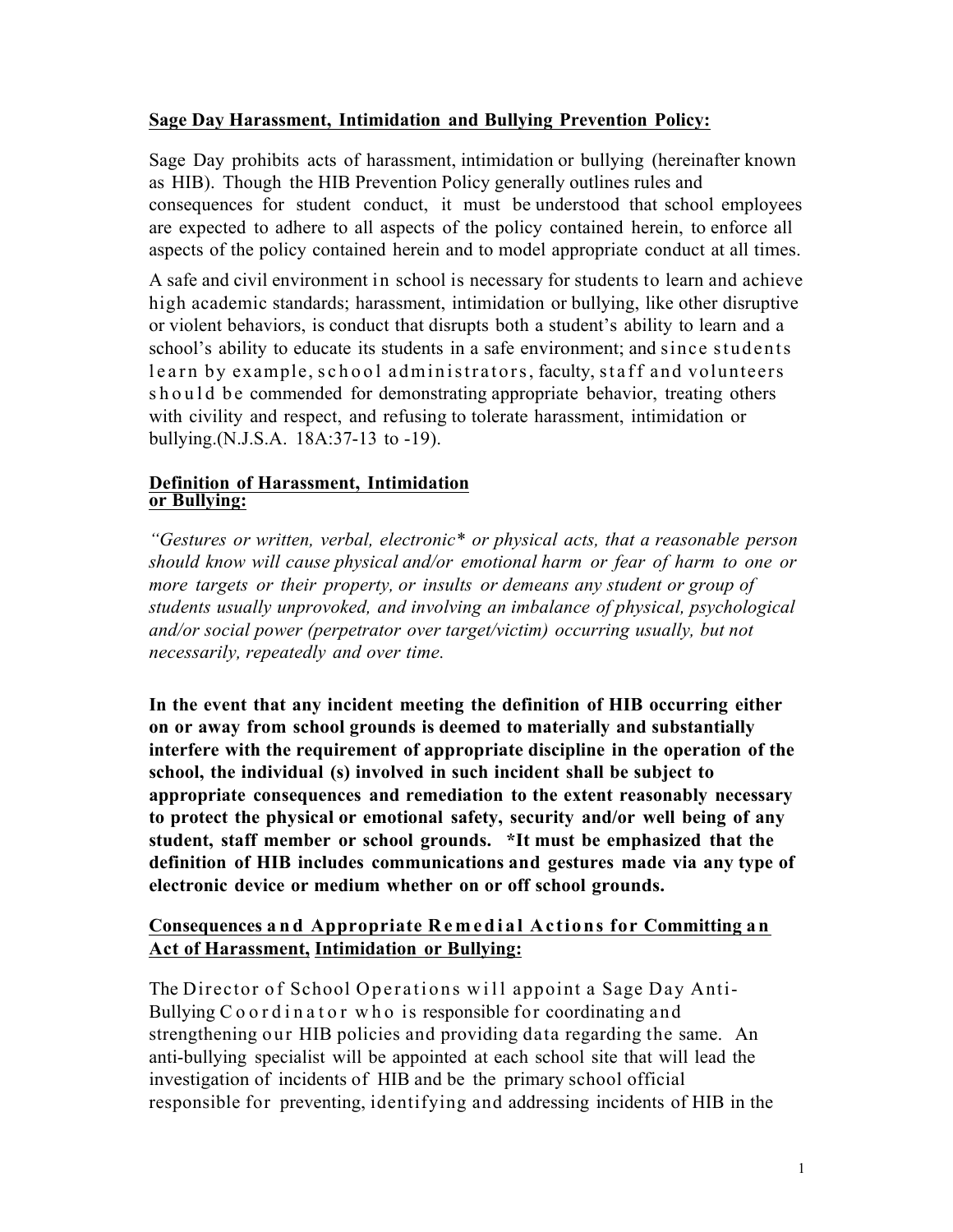## Sage Day Harassment, Intimidation and Bullying Prevention Policy:

Sage Day prohibits acts of harassment, intimidation or bullying (hereinafter known as HIB). Though the HIB Prevention Policy generally outlines rules and consequences for student conduct, it must be understood that school employees are expected to adhere to all aspects of the policy contained herein, to enforce all aspects of the policy contained herein and to model appropriate conduct at all times.

A safe and civil environment in school is necessary for students to learn and achieve high academic standards; harassment, intimidation or bullying, like other disruptive or violent behaviors, is conduct that disrupts both a student's ability to learn and a school's ability to educate its students in a safe environment; and since students learn by example, school administrators, faculty, staff and volunteers should be commended for demonstrating appropriate behavior, treating others with civility and respect, and refusing to tolerate harassment, intimidation or bullying.(N.J.S.A. 18A:37-13 to -19).

### Definition of Harassment, Intimidation or Bullying:

*"Gestures or written, verbal, electronic* or physical acts, that a reasonable person should know will cause physical and/or emotional harm or fear of harm to one or more targets or their property, or insults or demeans any student or group of students usually unprovoked, and involving an imbalance of physical, psychological and/or social power (perpetrator over target/victim) occurring usually, but not necessarily, repeatedly and over time.*

**In the event that any incident meeting the definition of HIB occurring either on or away from school grounds is deemed to materially and substantially interfere with the requirement of appropriate discipline in the operation of the school, the individual (s) involved in such incident shall be subject to appropriate consequences and remediation to the extent reasonably necessary to protect the physical or emotional safety, security and/or well being of any student, staff member or school grounds. *It must be emphasized that the definition of HIB includes communications and gestures made via any type of electronic device or medium whether on or off school grounds.**

### Consequences and Appropriate Remedial Actions for Committing an Act of Harassment, Intimidation or Bullying:

The Director of School Operations will appoint a Sage Day Anti-Bullying Coordinator who is responsible for coordinating and strengthening our HIB policies and providing data regarding the same. An anti-bullying specialist will be appointed at each school site that will lead the investigation of incidents of HIB and be the primary school official responsible for preventing, identifying and addressing incidents of HIB in the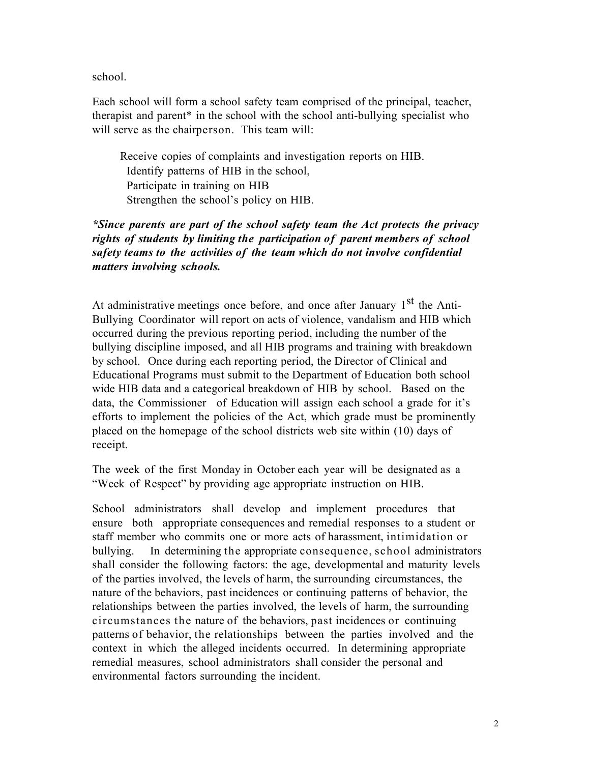school.

Each school will form a school safety team comprised of the principal, teacher, therapist and parent* in the school with the school anti-bullying specialist who will serve as the chairperson. This team will:

Receive copies of complaints and investigation reports on HIB.
Identify patterns of HIB in the school,
Participate in training on HIB
Strengthen the school's policy on HIB.

***Since parents are part of the school safety team the Act protects the privacy rights of students by limiting the participation of parent members of school safety teams to the activities of the team which do not involve confidential matters involving schools.***

At administrative meetings once before, and once after January 1st the Anti-Bullying Coordinator will report on acts of violence, vandalism and HIB which occurred during the previous reporting period, including the number of the bullying discipline imposed, and all HIB programs and training with breakdown by school. Once during each reporting period, the Director of Clinical and Educational Programs must submit to the Department of Education both school wide HIB data and a categorical breakdown of HIB by school. Based on the data, the Commissioner of Education will assign each school a grade for it's efforts to implement the policies of the Act, which grade must be prominently placed on the homepage of the school districts web site within (10) days of receipt.

The week of the first Monday in October each year will be designated as a "Week of Respect" by providing age appropriate instruction on HIB.

School administrators shall develop and implement procedures that ensure both appropriate consequences and remedial responses to a student or staff member who commits one or more acts of harassment, intimidation or bullying. In determining the appropriate consequence, school administrators shall consider the following factors: the age, developmental and maturity levels of the parties involved, the levels of harm, the surrounding circumstances, the nature of the behaviors, past incidences or continuing patterns of behavior, the relationships between the parties involved, the levels of harm, the surrounding circumstances the nature of the behaviors, past incidences or continuing patterns of behavior, the relationships between the parties involved and the context in which the alleged incidents occurred. In determining appropriate remedial measures, school administrators shall consider the personal and environmental factors surrounding the incident.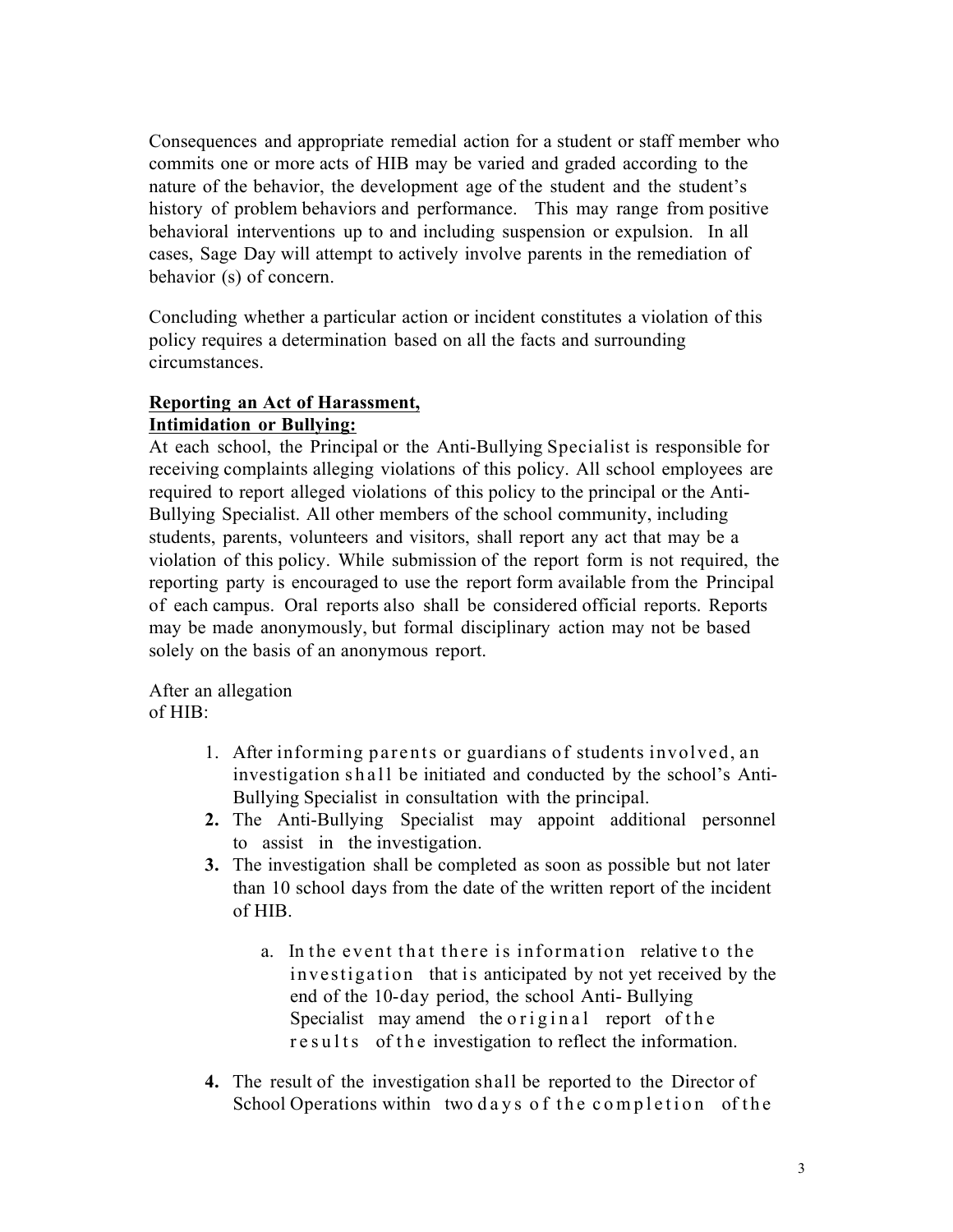Consequences and appropriate remedial action for a student or staff member who commits one or more acts of HIB may be varied and graded according to the nature of the behavior, the development age of the student and the student's history of problem behaviors and performance. This may range from positive behavioral interventions up to and including suspension or expulsion. In all cases, Sage Day will attempt to actively involve parents in the remediation of behavior (s) of concern.

Concluding whether a particular action or incident constitutes a violation of this policy requires a determination based on all the facts and surrounding circumstances.

**Reporting an Act of Harassment, Intimidation or Bullying:**

At each school, the Principal or the Anti-Bullying Specialist is responsible for receiving complaints alleging violations of this policy. All school employees are required to report alleged violations of this policy to the principal or the Anti-Bullying Specialist. All other members of the school community, including students, parents, volunteers and visitors, shall report any act that may be a violation of this policy. While submission of the report form is not required, the reporting party is encouraged to use the report form available from the Principal of each campus. Oral reports also shall be considered official reports. Reports may be made anonymously, but formal disciplinary action may not be based solely on the basis of an anonymous report.

After an allegation of HIB:

1. After informing parents or guardians of students involved, an investigation shall be initiated and conducted by the school's Anti-Bullying Specialist in consultation with the principal.
2. The Anti-Bullying Specialist may appoint additional personnel to assist in the investigation.
3. The investigation shall be completed as soon as possible but not later than 10 school days from the date of the written report of the incident of HIB.
    a. In the event that there is information relative to the investigation that is anticipated by not yet received by the end of the 10-day period, the school Anti- Bullying Specialist may amend the original report of the results of the investigation to reflect the information.
4. The result of the investigation shall be reported to the Director of School Operations within two days of the completion of the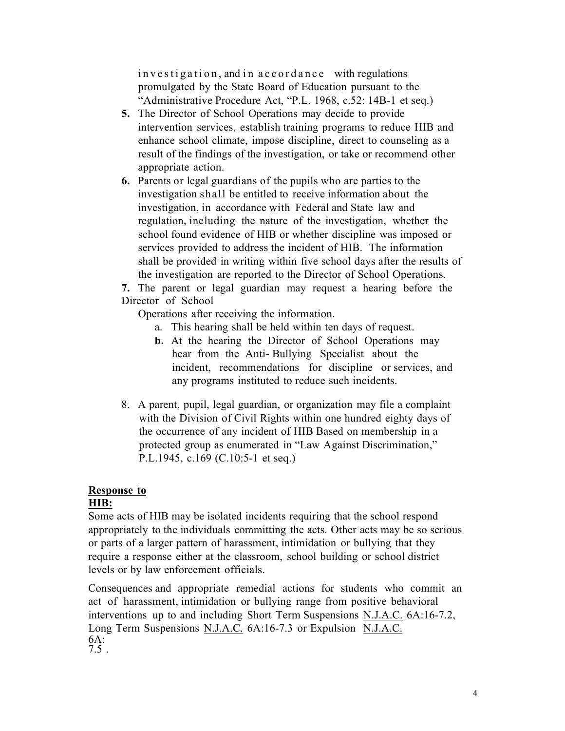investigation, and in accordance with regulations promulgated by the State Board of Education pursuant to the "Administrative Procedure Act, "P.L. 1968, c.52: 14B-1 et seq.)

5. The Director of School Operations may decide to provide intervention services, establish training programs to reduce HIB and enhance school climate, impose discipline, direct to counseling as a result of the findings of the investigation, or take or recommend other appropriate action.
6. Parents or legal guardians of the pupils who are parties to the investigation shall be entitled to receive information about the investigation, in accordance with Federal and State law and regulation, including the nature of the investigation, whether the school found evidence of HIB or whether discipline was imposed or services provided to address the incident of HIB. The information shall be provided in writing within five school days after the results of the investigation are reported to the Director of School Operations.
7. The parent or legal guardian may request a hearing before the Director of School Operations after receiving the information.
    a. This hearing shall be held within ten days of request.
    b. At the hearing the Director of School Operations may hear from the Anti- Bullying Specialist about the incident, recommendations for discipline or services, and any programs instituted to reduce such incidents.
8. A parent, pupil, legal guardian, or organization may file a complaint with the Division of Civil Rights within one hundred eighty days of the occurrence of any incident of HIB Based on membership in a protected group as enumerated in "Law Against Discrimination," P.L.1945, c.169 (C.10:5-1 et seq.)

**Response to HIB:**

Some acts of HIB may be isolated incidents requiring that the school respond appropriately to the individuals committing the acts. Other acts may be so serious or parts of a larger pattern of harassment, intimidation or bullying that they require a response either at the classroom, school building or school district levels or by law enforcement officials.

Consequences and appropriate remedial actions for students who commit an act of harassment, intimidation or bullying range from positive behavioral interventions up to and including Short Term Suspensions N.J.A.C. 6A:16-7.2, Long Term Suspensions N.J.A.C. 6A:16-7.3 or Expulsion N.J.A.C. 6A: 7.5 .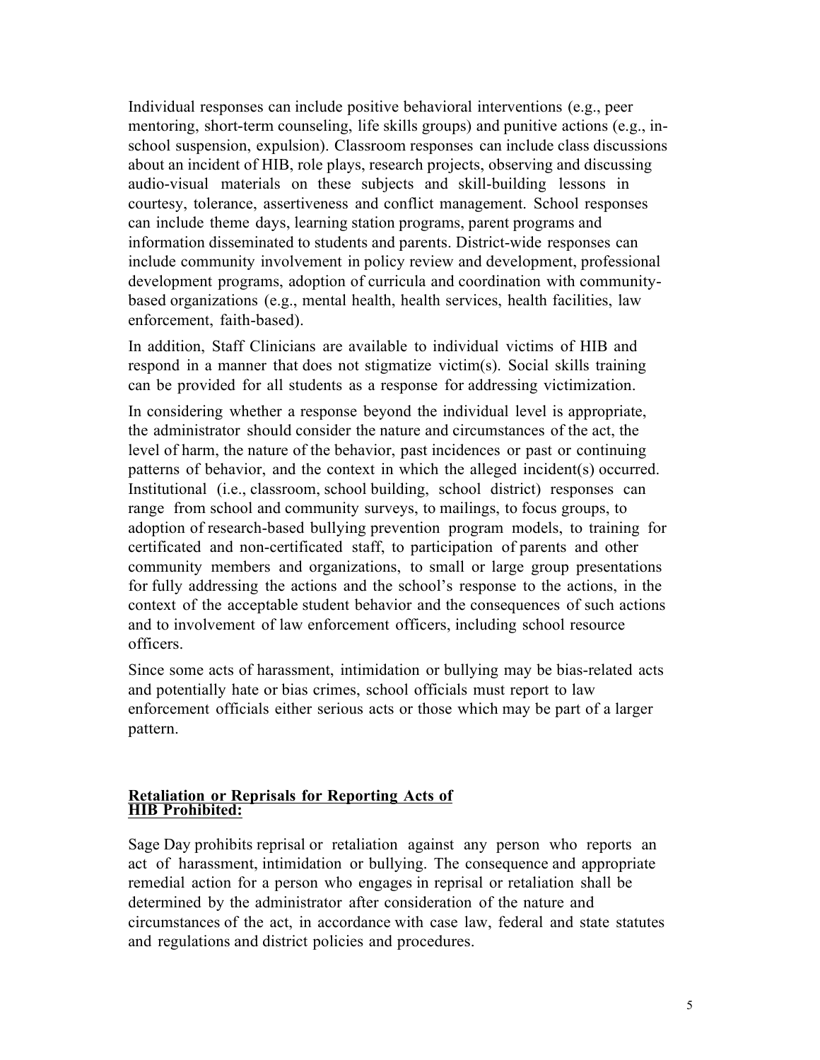Individual responses can include positive behavioral interventions (e.g., peer mentoring, short-term counseling, life skills groups) and punitive actions (e.g., in-school suspension, expulsion). Classroom responses can include class discussions about an incident of HIB, role plays, research projects, observing and discussing audio-visual materials on these subjects and skill-building lessons in courtesy, tolerance, assertiveness and conflict management. School responses can include theme days, learning station programs, parent programs and information disseminated to students and parents. District-wide responses can include community involvement in policy review and development, professional development programs, adoption of curricula and coordination with community-based organizations (e.g., mental health, health services, health facilities, law enforcement, faith-based).

In addition, Staff Clinicians are available to individual victims of HIB and respond in a manner that does not stigmatize victim(s). Social skills training can be provided for all students as a response for addressing victimization.

In considering whether a response beyond the individual level is appropriate, the administrator should consider the nature and circumstances of the act, the level of harm, the nature of the behavior, past incidences or past or continuing patterns of behavior, and the context in which the alleged incident(s) occurred. Institutional (i.e., classroom, school building, school district) responses can range from school and community surveys, to mailings, to focus groups, to adoption of research-based bullying prevention program models, to training for certificated and non-certificated staff, to participation of parents and other community members and organizations, to small or large group presentations for fully addressing the actions and the school's response to the actions, in the context of the acceptable student behavior and the consequences of such actions and to involvement of law enforcement officers, including school resource officers.

Since some acts of harassment, intimidation or bullying may be bias-related acts and potentially hate or bias crimes, school officials must report to law enforcement officials either serious acts or those which may be part of a larger pattern.

**Retaliation or Reprisals for Reporting Acts of HIB Prohibited:**

Sage Day prohibits reprisal or retaliation against any person who reports an act of harassment, intimidation or bullying. The consequence and appropriate remedial action for a person who engages in reprisal or retaliation shall be determined by the administrator after consideration of the nature and circumstances of the act, in accordance with case law, federal and state statutes and regulations and district policies and procedures.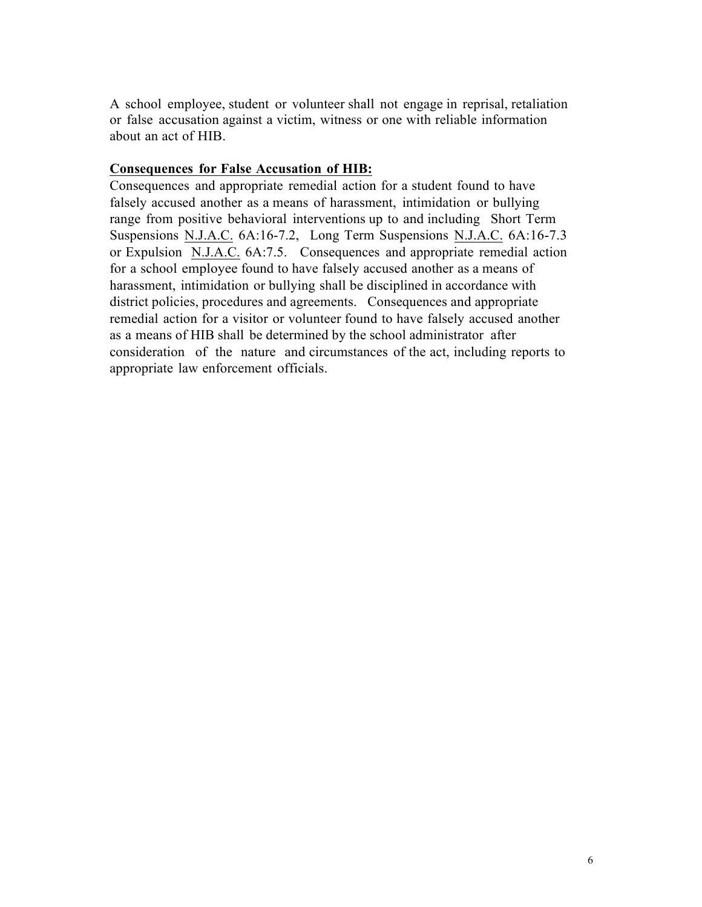A school employee, student or volunteer shall not engage in reprisal, retaliation or false accusation against a victim, witness or one with reliable information about an act of HIB.

**Consequences for False Accusation of HIB:**

Consequences and appropriate remedial action for a student found to have falsely accused another as a means of harassment, intimidation or bullying range from positive behavioral interventions up to and including Short Term Suspensions N.J.A.C. 6A:16-7.2, Long Term Suspensions N.J.A.C. 6A:16-7.3 or Expulsion N.J.A.C. 6A:7.5. Consequences and appropriate remedial action for a school employee found to have falsely accused another as a means of harassment, intimidation or bullying shall be disciplined in accordance with district policies, procedures and agreements. Consequences and appropriate remedial action for a visitor or volunteer found to have falsely accused another as a means of HIB shall be determined by the school administrator after consideration of the nature and circumstances of the act, including reports to appropriate law enforcement officials.